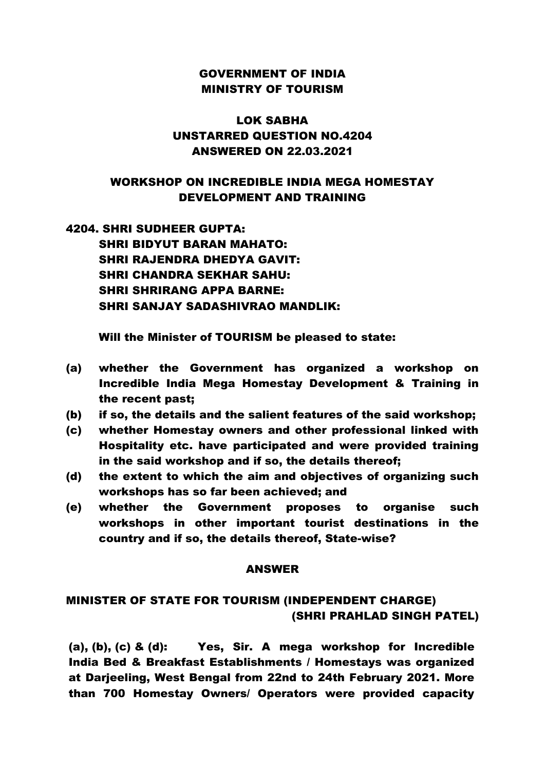**GOVERNMENT OF INDIA**
**MINISTRY OF TOURISM**

**LOK SABHA**
**UNSTARRED QUESTION NO.4204**
**ANSWERED ON 22.03.2021**

**WORKSHOP ON INCREDIBLE INDIA MEGA HOMESTAY DEVELOPMENT AND TRAINING**

**4204. SHRI SUDHEER GUPTA:**
**SHRI BIDYUT BARAN MAHATO:**
**SHRI RAJENDRA DHEDYA GAVIT:**
**SHRI CHANDRA SEKHAR SAHU:**
**SHRI SHRIRANG APPA BARNE:**
**SHRI SANJAY SADASHIVRAO MANDLIK:**

**Will the Minister of TOURISM be pleased to state:**

- **(a) whether the Government has organized a workshop on Incredible India Mega Homestay Development & Training in the recent past;**
- **(b) if so, the details and the salient features of the said workshop;**
- **(c) whether Homestay owners and other professional linked with Hospitality etc. have participated and were provided training in the said workshop and if so, the details thereof;**
- **(d) the extent to which the aim and objectives of organizing such workshops has so far been achieved; and**
- **(e) whether the Government proposes to organise such workshops in other important tourist destinations in the country and if so, the details thereof, State-wise?**

**ANSWER**

**MINISTER OF STATE FOR TOURISM (INDEPENDENT CHARGE)**
**(SHRI PRAHLAD SINGH PATEL)**

**(a), (b), (c) & (d):** Yes, Sir. A mega workshop for Incredible India Bed & Breakfast Establishments / Homestays was organized at Darjeeling, West Bengal from 22nd to 24th February 2021. More than 700 Homestay Owners/ Operators were provided capacity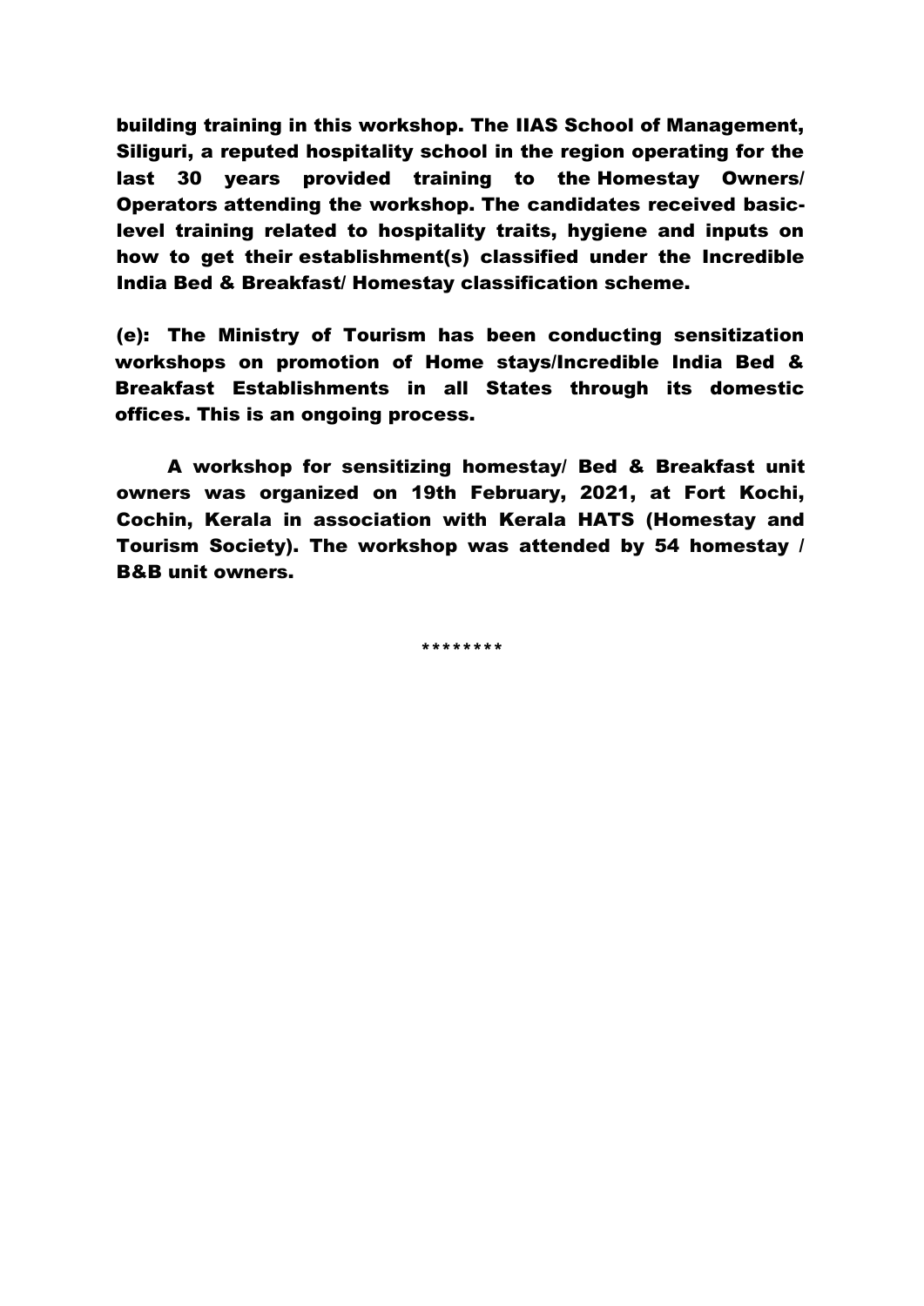**building training in this workshop. The IIAS School of Management, Siliguri, a reputed hospitality school in the region operating for the last 30 years provided training to the Homestay Owners/ Operators attending the workshop. The candidates received basic-level training related to hospitality traits, hygiene and inputs on how to get their establishment(s) classified under the Incredible India Bed & Breakfast/ Homestay classification scheme.**

**(e): The Ministry of Tourism has been conducting sensitization workshops on promotion of Home stays/Incredible India Bed & Breakfast Establishments in all States through its domestic offices. This is an ongoing process.**

**A workshop for sensitizing homestay/ Bed & Breakfast unit owners was organized on 19th February, 2021, at Fort Kochi, Cochin, Kerala in association with Kerala HATS (Homestay and Tourism Society). The workshop was attended by 54 homestay / B&B unit owners.**

********